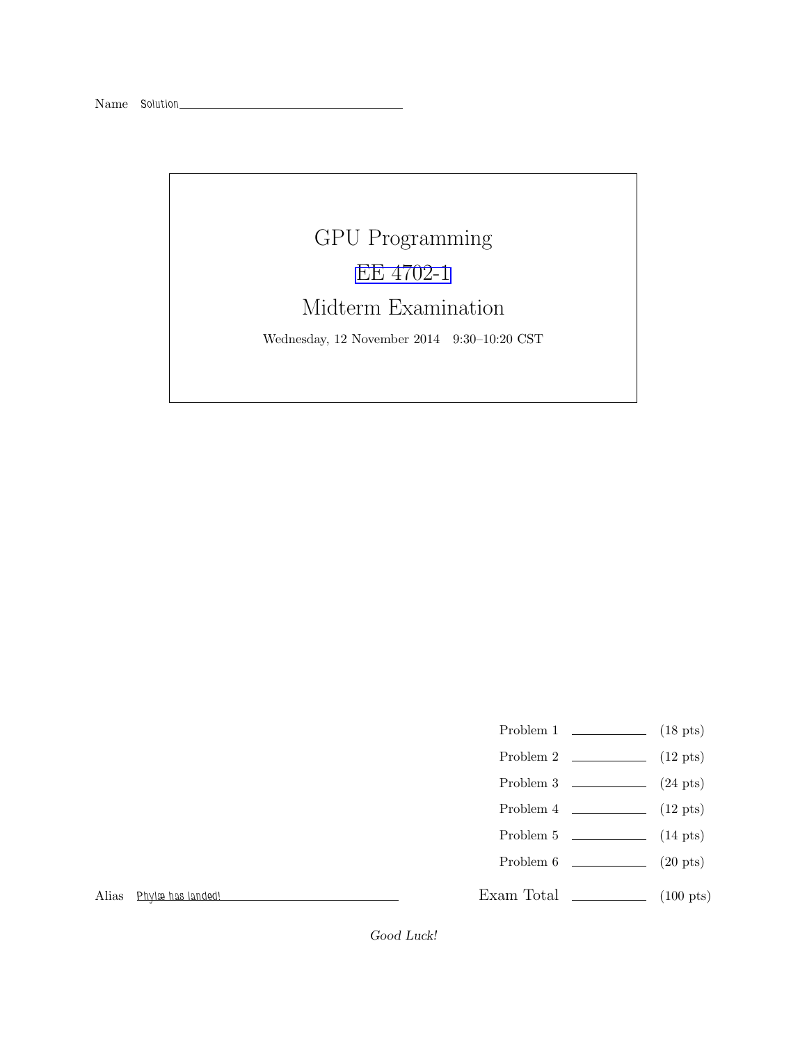Name Solution

# GPU Programming

## EE 4702-1

## Midterm Examination

Wednesday, 12 November 2014 9:30–10:20 CST

| | | |
|---|---|---|
| Problem 1 | | (18 pts) |
| Problem 2 | | (12 pts) |
| Problem 3 | | (24 pts) |
| Problem 4 | | (12 pts) |
| Problem 5 | | (14 pts) |
| Problem 6 | | (20 pts) |
| Exam Total | | (100 pts) |

Alias Phylæ has landed!

*Good Luck!*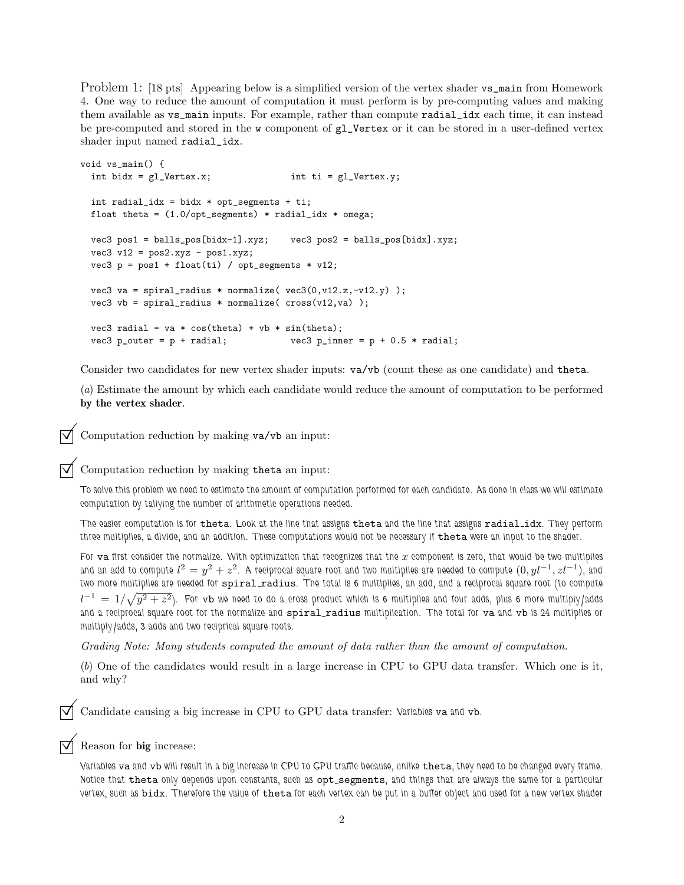Problem 1: [18 pts] Appearing below is a simplified version of the vertex shader `vs_main` from Homework 4. One way to reduce the amount of computation it must perform is by pre-computing values and making them available as `vs_main` inputs. For example, rather than compute `radial_idx` each time, it can instead be pre-computed and stored in the `w` component of `gl_Vertex` or it can be stored in a user-defined vertex shader input named `radial_idx`.

```
void vs_main() {
  int bidx = gl_Vertex.x;               int ti = gl_Vertex.y;

  int radial_idx = bidx * opt_segments + ti;
  float theta = (1.0/opt_segments) * radial_idx * omega;

  vec3 pos1 = balls_pos[bidx-1].xyz;    vec3 pos2 = balls_pos[bidx].xyz;
  vec3 v12 = pos2.xyz - pos1.xyz;
  vec3 p = pos1 + float(ti) / opt_segments * v12;

  vec3 va = spiral_radius * normalize( vec3(0,v12.z,-v12.y) );
  vec3 vb = spiral_radius * normalize( cross(v12,va) );

  vec3 radial = va * cos(theta) + vb * sin(theta);
  vec3 p_outer = p + radial;            vec3 p_inner = p + 0.5 * radial;
```

Consider two candidates for new vertex shader inputs: `va`/`vb` (count these as one candidate) and `theta`.

(*a*) Estimate the amount by which each candidate would reduce the amount of computation to be performed **by the vertex shader**.

☑ Computation reduction by making `va/vb` an input:

☑ Computation reduction by making `theta` an input:

To solve this problem we need to estimate the amount of computation performed for each candidate. As done in class we will estimate computation by tallying the number of arithmetic operations needed.

The easier computation is for `theta`. Look at the line that assigns `theta` and the line that assigns `radial_idx`. They perform three multiplies, a divide, and an addition. These computations would not be necessary if `theta` were an input to the shader.

For `va` first consider the normalize. With optimization that recognizes that the $x$ component is zero, that would be two multiplies and an add to compute $l^2 = y^2 + z^2$. A reciprocal square root and two multiplies are needed to compute $(0, yl^{-1}, zl^{-1})$, and two more multiplies are needed for `spiral_radius`. The total is 6 multiplies, an add, and a reciprocal square root (to compute $l^{-1} = 1/\sqrt{y^2 + z^2}$). For `vb` we need to do a cross product which is 6 multiplies and four adds, plus 6 more multiply/adds and a reciprocal square root for the normalize and `spiral_radius` multiplication. The total for `va` and `vb` is 24 multiplies or multiply/adds, 3 adds and two reciprical square roots.

*Grading Note: Many students computed the amount of data rather than the amount of computation.*

(*b*) One of the candidates would result in a large increase in CPU to GPU data transfer. Which one is it, and why?

☑ Candidate causing a big increase in CPU to GPU data transfer: Variables `va` and `vb`.

☑ Reason for **big** increase:

Variables `va` and `vb` will result in a big increase in CPU to GPU traffic because, unlike `theta`, they need to be changed every frame. Notice that `theta` only depends upon constants, such as `opt_segments`, and things that are always the same for a particular vertex, such as `bidx`. Therefore the value of `theta` for each vertex can be put in a buffer object and used for a new vertex shader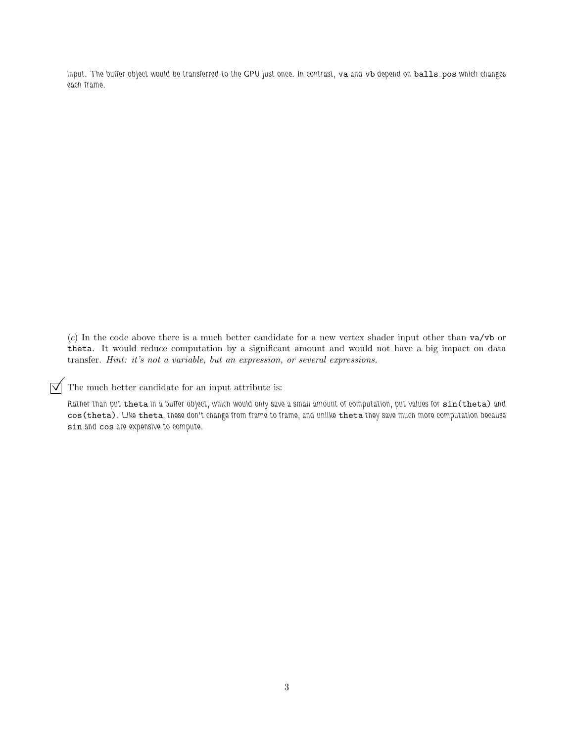input. The buffer object would be transferred to the GPU just once. In contrast, `va` and `vb` depend on `balls_pos` which changes each frame.

(*c*) In the code above there is a much better candidate for a new vertex shader input other than `va/vb` or `theta`. It would reduce computation by a significant amount and would not have a big impact on data transfer. *Hint: it's not a variable, but an expression, or several expressions.*

☑ The much better candidate for an input attribute is:

Rather than put `theta` in a buffer object, which would only save a small amount of computation, put values for `sin(theta)` and `cos(theta)`. Like `theta`, these don't change from frame to frame, and unlike `theta` they save much more computation because `sin` and `cos` are expensive to compute.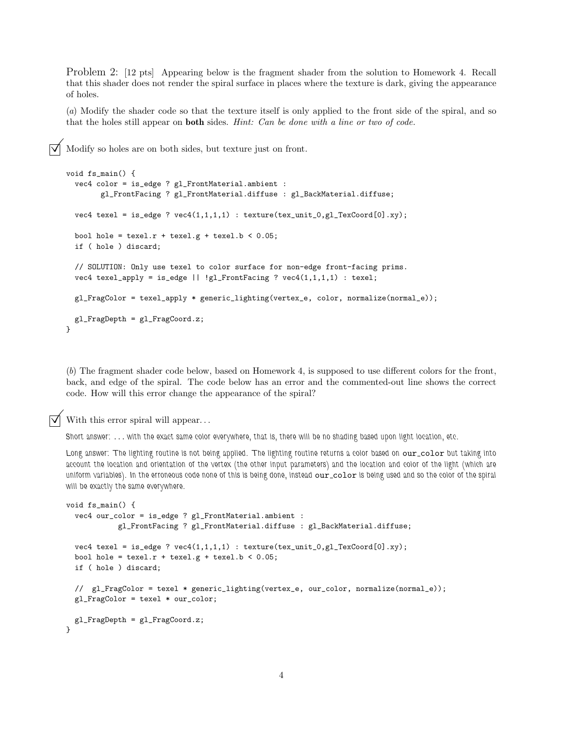Problem 2: [12 pts] Appearing below is the fragment shader from the solution to Homework 4. Recall that this shader does not render the spiral surface in places where the texture is dark, giving the appearance of holes.

(*a*) Modify the shader code so that the texture itself is only applied to the front side of the spiral, and so that the holes still appear on **both** sides. *Hint: Can be done with a line or two of code.*

☑ Modify so holes are on both sides, but texture just on front.

```
void fs_main() {
  vec4 color = is_edge ? gl_FrontMaterial.ambient :
        gl_FrontFacing ? gl_FrontMaterial.diffuse : gl_BackMaterial.diffuse;

  vec4 texel = is_edge ? vec4(1,1,1,1) : texture(tex_unit_0,gl_TexCoord[0].xy);

  bool hole = texel.r + texel.g + texel.b < 0.05;
  if ( hole ) discard;

  // SOLUTION: Only use texel to color surface for non-edge front-facing prims.
  vec4 texel_apply = is_edge || !gl_FrontFacing ? vec4(1,1,1,1) : texel;

  gl_FragColor = texel_apply * generic_lighting(vertex_e, color, normalize(normal_e));

  gl_FragDepth = gl_FragCoord.z;
}
```

(*b*) The fragment shader code below, based on Homework 4, is supposed to use different colors for the front, back, and edge of the spiral. The code below has an error and the commented-out line shows the correct code. How will this error change the appearance of the spiral?

☑ With this error spiral will appear...

Short answer: ... with the exact same color everywhere, that is, there will be no shading based upon light location, etc.

Long answer: The lighting routine is not being applied. The lighting routine returns a color based on `our_color` but taking into account the location and orientation of the vertex (the other input parameters) and the location and color of the light (which are uniform variables). In the erroneous code none of this is being done, instead `our_color` is being used and so the color of the spiral will be exactly the same everywhere.

```
void fs_main() {
  vec4 our_color = is_edge ? gl_FrontMaterial.ambient :
           gl_FrontFacing ? gl_FrontMaterial.diffuse : gl_BackMaterial.diffuse;

  vec4 texel = is_edge ? vec4(1,1,1,1) : texture(tex_unit_0,gl_TexCoord[0].xy);
  bool hole = texel.r + texel.g + texel.b < 0.05;
  if ( hole ) discard;

  //  gl_FragColor = texel * generic_lighting(vertex_e, our_color, normalize(normal_e));
  gl_FragColor = texel * our_color;

  gl_FragDepth = gl_FragCoord.z;
}
```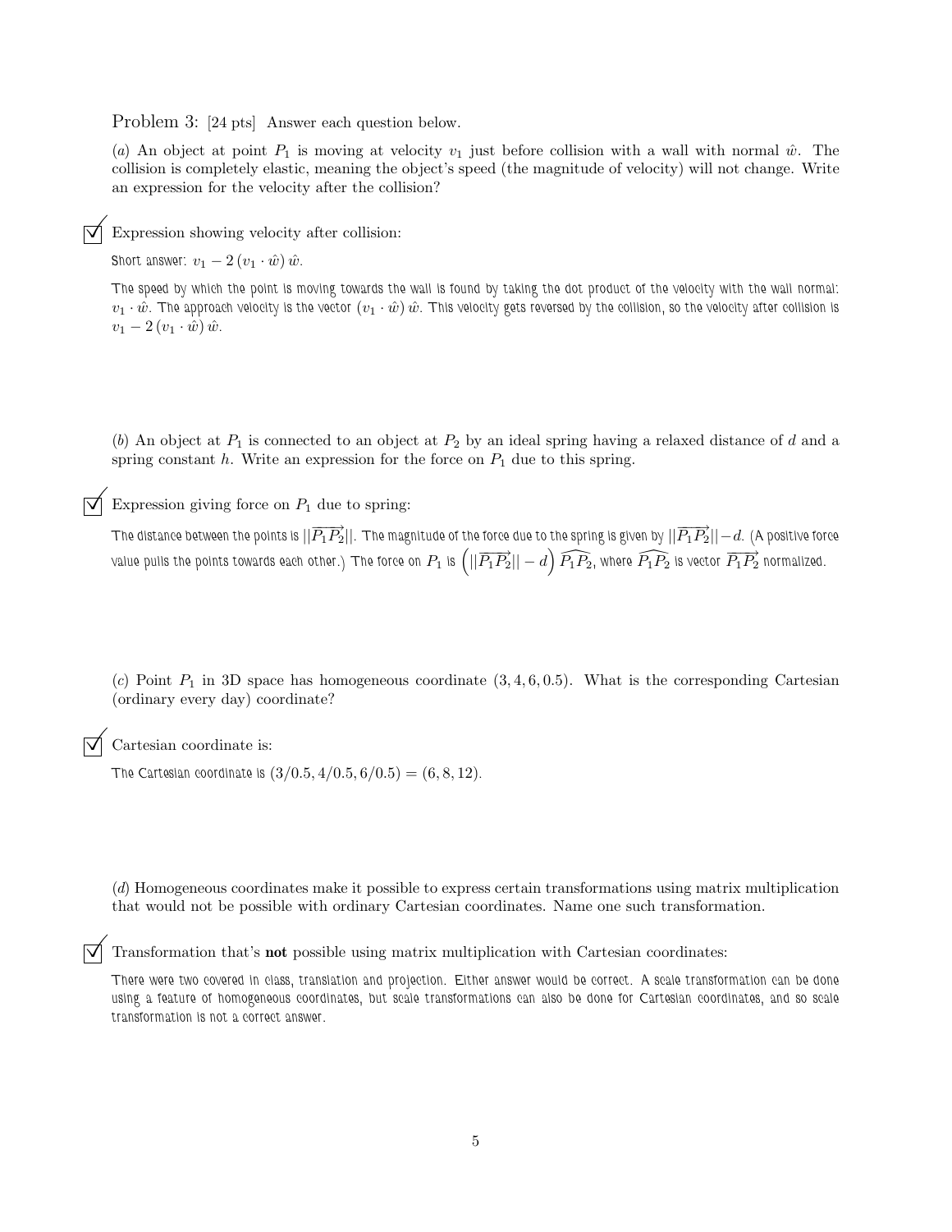Problem 3: [24 pts] Answer each question below.

(*a*) An object at point $P_1$ is moving at velocity $v_1$ just before collision with a wall with normal $\hat{w}$. The collision is completely elastic, meaning the object's speed (the magnitude of velocity) will not change. Write an expression for the velocity after the collision?

☑ Expression showing velocity after collision:

Short answer: $v_1 - 2(v_1 \cdot \hat{w})\hat{w}$.

The speed by which the point is moving towards the wall is found by taking the dot product of the velocity with the wall normal: $v_1 \cdot \hat{w}$. The approach velocity is the vector $(v_1 \cdot \hat{w})\hat{w}$. This velocity gets reversed by the collision, so the velocity after collision is $v_1 - 2(v_1 \cdot \hat{w})\hat{w}$.

(*b*) An object at $P_1$ is connected to an object at $P_2$ by an ideal spring having a relaxed distance of $d$ and a spring constant $h$. Write an expression for the force on $P_1$ due to this spring.

☑ Expression giving force on $P_1$ due to spring:

The distance between the points is $||\overrightarrow{P_1P_2}||$. The magnitude of the force due to the spring is given by $||\overrightarrow{P_1P_2}|| - d$. (A positive force value pulls the points towards each other.) The force on $P_1$ is $\left(||\overrightarrow{P_1P_2}|| - d\right)\widehat{P_1P_2}$, where $\widehat{P_1P_2}$ is vector $\overrightarrow{P_1P_2}$ normalized.

(*c*) Point $P_1$ in 3D space has homogeneous coordinate $(3, 4, 6, 0.5)$. What is the corresponding Cartesian (ordinary every day) coordinate?

☑ Cartesian coordinate is:

The Cartesian coordinate is $(3/0.5, 4/0.5, 6/0.5) = (6, 8, 12)$.

(*d*) Homogeneous coordinates make it possible to express certain transformations using matrix multiplication that would not be possible with ordinary Cartesian coordinates. Name one such transformation.

☑ Transformation that's **not** possible using matrix multiplication with Cartesian coordinates:

There were two covered in class, translation and projection. Either answer would be correct. A scale transformation can be done using a feature of homogeneous coordinates, but scale transformations can also be done for Cartesian coordinates, and so scale transformation is not a correct answer.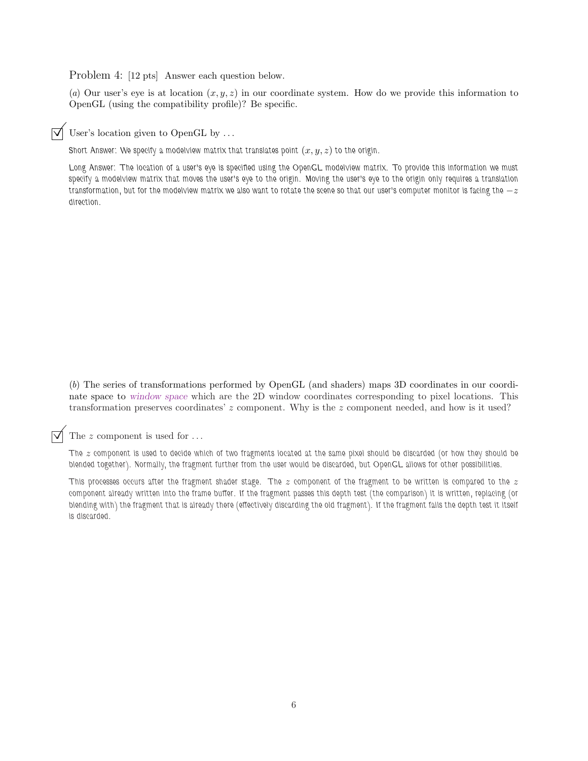Problem 4: [12 pts] Answer each question below.

(*a*) Our user's eye is at location $(x, y, z)$ in our coordinate system. How do we provide this information to OpenGL (using the compatibility profile)? Be specific.

☑ User's location given to OpenGL by ...

Short Answer: We specify a modelview matrix that translates point $(x, y, z)$ to the origin.

Long Answer: The location of a user's eye is specified using the OpenGL modelview matrix. To provide this information we must specify a modelview matrix that moves the user's eye to the origin. Moving the user's eye to the origin only requires a translation transformation, but for the modelview matrix we also want to rotate the scene so that our user's computer monitor is facing the $-z$ direction.

(*b*) The series of transformations performed by OpenGL (and shaders) maps 3D coordinates in our coordinate space to *window space* which are the 2D window coordinates corresponding to pixel locations. This transformation preserves coordinates' $z$ component. Why is the $z$ component needed, and how is it used?

☑ The $z$ component is used for ...

The $z$ component is used to decide which of two fragments located at the same pixel should be discarded (or how they should be blended together). Normally, the fragment further from the user would be discarded, but OpenGL allows for other possibilities.

This processes occurs after the fragment shader stage. The $z$ component of the fragment to be written is compared to the $z$ component already written into the frame buffer. If the fragment passes this depth test (the comparison) it is written, replacing (or blending with) the fragment that is already there (effectively discarding the old fragment). If the fragment fails the depth test it itself is discarded.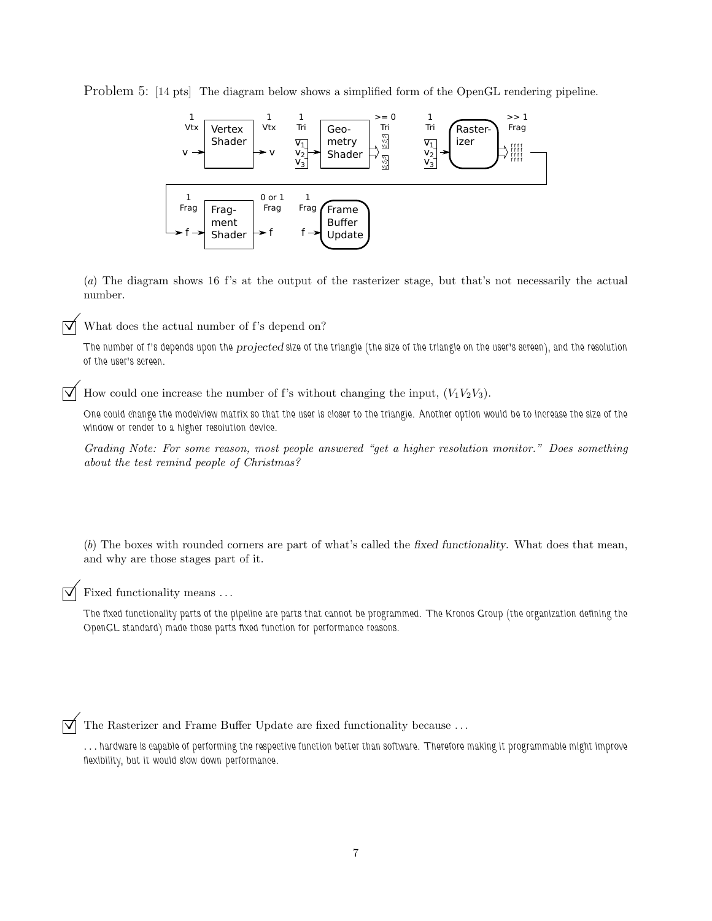Problem 5: [14 pts] The diagram below shows a simplified form of the OpenGL rendering pipeline.

(*a*) The diagram shows 16 f's at the output of the rasterizer stage, but that's not necessarily the actual number.

☑ What does the actual number of f's depend on?

The number of f's depends upon the *projected* size of the triangle (the size of the triangle on the user's screen), and the resolution of the user's screen.

☑ How could one increase the number of f's without changing the input, ($V_1V_2V_3$).

One could change the modelview matrix so that the user is closer to the triangle. Another option would be to increase the size of the window or render to a higher resolution device.

*Grading Note: For some reason, most people answered "get a higher resolution monitor." Does something about the test remind people of Christmas?*

(*b*) The boxes with rounded corners are part of what's called the *fixed functionality*. What does that mean, and why are those stages part of it.

☑ Fixed functionality means ...

The fixed functionality parts of the pipeline are parts that cannot be programmed. The Kronos Group (the organization defining the OpenGL standard) made those parts fixed function for performance reasons.

☑ The Rasterizer and Frame Buffer Update are fixed functionality because ...

... hardware is capable of performing the respective function better than software. Therefore making it programmable might improve flexibility, but it would slow down performance.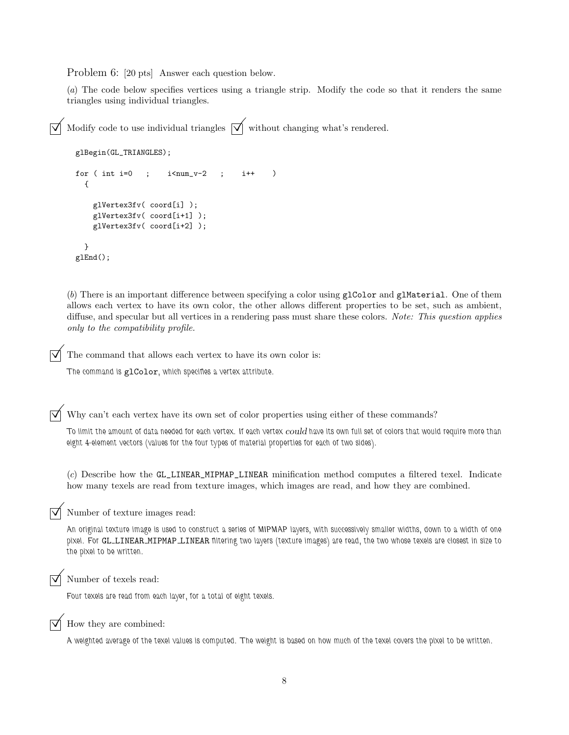Problem 6: [20 pts] Answer each question below.

(*a*) The code below specifies vertices using a triangle strip. Modify the code so that it renders the same triangles using individual triangles.

☑ Modify code to use individual triangles ☑ without changing what's rendered.

```
glBegin(GL_TRIANGLES);

for ( int i=0   ;    i<num_v-2   ;    i++    )
  {

    glVertex3fv( coord[i] );
    glVertex3fv( coord[i+1] );
    glVertex3fv( coord[i+2] );

  }
glEnd();
```

(*b*) There is an important difference between specifying a color using `glColor` and `glMaterial`. One of them allows each vertex to have its own color, the other allows different properties to be set, such as ambient, diffuse, and specular but all vertices in a rendering pass must share these colors. *Note: This question applies only to the compatibility profile.*

☑ The command that allows each vertex to have its own color is:

The command is `glColor`, which specifies a vertex attribute.

☑ Why can't each vertex have its own set of color properties using either of these commands?

To limit the amount of data needed for each vertex. If each vertex *could* have its own full set of colors that would require more than eight 4-element vectors (values for the four types of material properties for each of two sides).

(*c*) Describe how the `GL_LINEAR_MIPMAP_LINEAR` minification method computes a filtered texel. Indicate how many texels are read from texture images, which images are read, and how they are combined.

☑ Number of texture images read:

An original texture image is used to construct a series of MIPMAP layers, with successively smaller widths, down to a width of one pixel. For GL_LINEAR_MIPMAP_LINEAR filtering two layers (texture images) are read, the two whose texels are closest in size to the pixel to be written.

☑ Number of texels read:

Four texels are read from each layer, for a total of eight texels.

☑ How they are combined:

A weighted average of the texel values is computed. The weight is based on how much of the texel covers the pixel to be written.